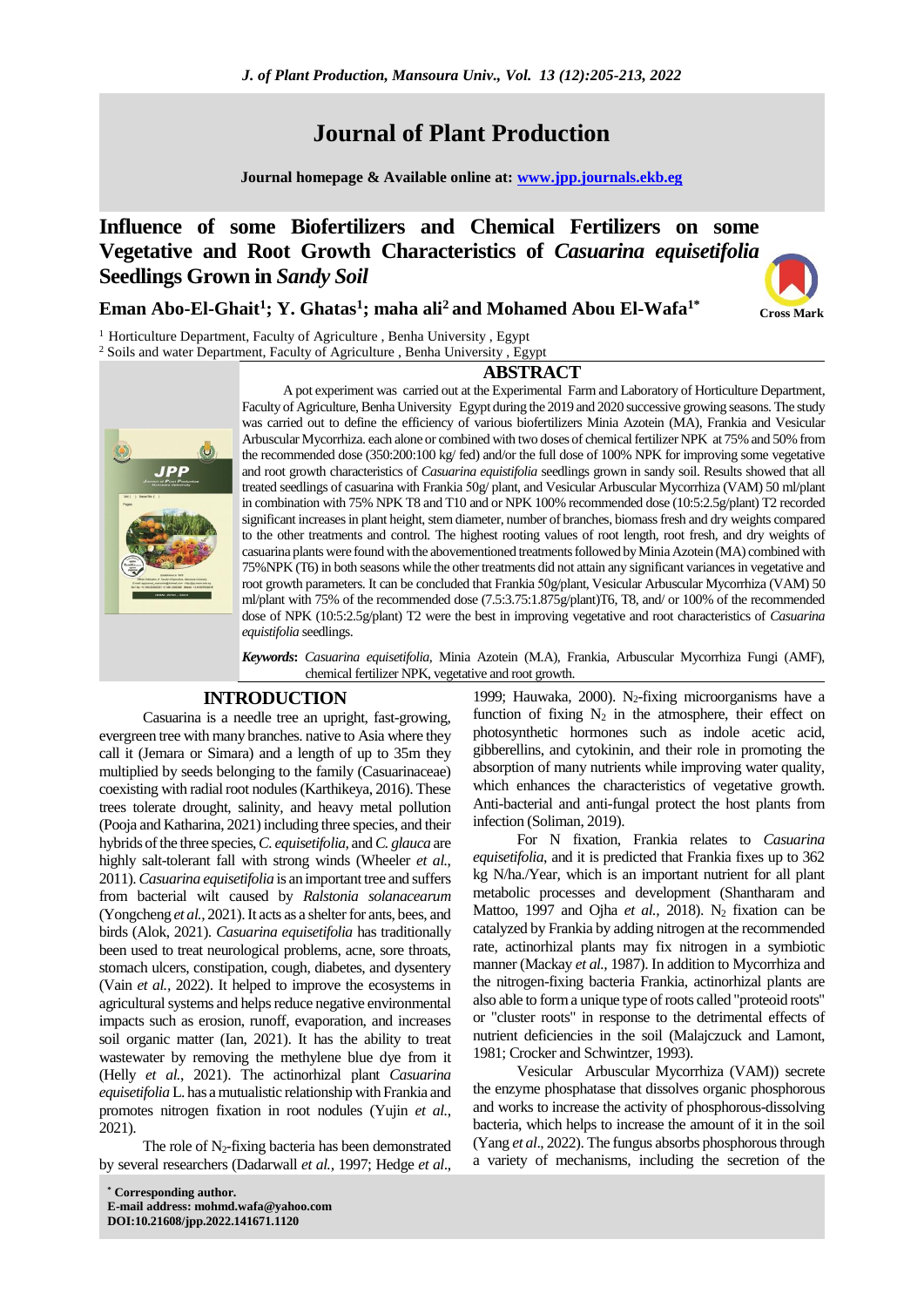# Journal of Plant Production

**Journal homepage & Available online at: www.jpp.journals.ekb.eg**

## Influence of some Biofertilizers and Chemical Fertilizers on some Vegetative and Root Growth Characteristics of *Casuarina equisetifolia* Seedlings Grown in *Sandy Soil*

**Eman Abo-El-Ghait[1]; Y. Ghatas[1]; maha ali[2] and Mohamed Abou El-Wafa[1*]**

[1] Horticulture Department, Faculty of Agriculture , Benha University , Egypt

[2] Soils and water Department, Faculty of Agriculture , Benha University , Egypt

### ABSTRACT

A pot experiment was carried out at the Experimental Farm and Laboratory of Horticulture Department, Faculty of Agriculture, Benha University Egypt during the 2019 and 2020 successive growing seasons. The study was carried out to define the efficiency of various biofertilizers Minia Azotein (MA), Frankia and Vesicular Arbuscular Mycorrhiza. each alone or combined with two doses of chemical fertilizer NPK at 75% and 50% from the recommended dose (350:200:100 kg/ fed) and/or the full dose of 100% NPK for improving some vegetative and root growth characteristics of *Casuarina equistifolia* seedlings grown in sandy soil. Results showed that all treated seedlings of casuarina with Frankia 50g/ plant, and Vesicular Arbuscular Mycorrhiza (VAM) 50 ml/plant in combination with 75% NPK T8 and T10 and or NPK 100% recommended dose (10:5:2.5g/plant) T2 recorded significant increases in plant height, stem diameter, number of branches, biomass fresh and dry weights compared to the other treatments and control. The highest rooting values of root length, root fresh, and dry weights of casuarina plants were found with the abovementioned treatments followed by Minia Azotein (MA) combined with 75%NPK (T6) in both seasons while the other treatments did not attain any significant variances in vegetative and root growth parameters. It can be concluded that Frankia 50g/plant, Vesicular Arbuscular Mycorrhiza (VAM) 50 ml/plant with 75% of the recommended dose (7.5:3.75:1.875g/plant)T6, T8, and/ or 100% of the recommended dose of NPK (10:5:2.5g/plant) T2 were the best in improving vegetative and root characteristics of *Casuarina equistifolia* seedlings.

***Keywords*:** *Casuarina equisetifolia*, Minia Azotein (M.A), Frankia, Arbuscular Mycorrhiza Fungi (AMF), chemical fertilizer NPK, vegetative and root growth.

### INTRODUCTION

Casuarina is a needle tree an upright, fast-growing, evergreen tree with many branches. native to Asia where they call it (Jemara or Simara) and a length of up to 35m they multiplied by seeds belonging to the family (Casuarinaceae) coexisting with radial root nodules (Karthikeya, 2016). These trees tolerate drought, salinity, and heavy metal pollution (Pooja and Katharina, 2021) including three species, and their hybrids of the three species, *C. equisetifolia*, and *C. glauca* are highly salt-tolerant fall with strong winds (Wheeler *et al.*, 2011). *Casuarina equisetifolia* is an important tree and suffers from bacterial wilt caused by *Ralstonia solanacearum* (Yongcheng *et al.*, 2021). It acts as a shelter for ants, bees, and birds (Alok, 2021). *Casuarina equisetifolia* has traditionally been used to treat neurological problems, acne, sore throats, stomach ulcers, constipation, cough, diabetes, and dysentery (Vain *et al.*, 2022). It helped to improve the ecosystems in agricultural systems and helps reduce negative environmental impacts such as erosion, runoff, evaporation, and increases soil organic matter (Ian, 2021). It has the ability to treat wastewater by removing the methylene blue dye from it (Helly *et al.*, 2021). The actinorhizal plant *Casuarina equisetifolia* L. has a mutualistic relationship with Frankia and promotes nitrogen fixation in root nodules (Yujin *et al.*, 2021).

The role of $N_2$-fixing bacteria has been demonstrated by several researchers (Dadarwall *et al.*, 1997; Hedge *et al.*, 1999; Hauwaka, 2000). $N_2$-fixing microorganisms have a function of fixing $N_2$ in the atmosphere, their effect on photosynthetic hormones such as indole acetic acid, gibberellins, and cytokinin, and their role in promoting the absorption of many nutrients while improving water quality, which enhances the characteristics of vegetative growth. Anti-bacterial and anti-fungal protect the host plants from infection (Soliman, 2019).

For N fixation, Frankia relates to *Casuarina equistifolia*, and it is predicted that Frankia fixes up to 362 kg N/ha./Year, which is an important nutrient for all plant metabolic processes and development (Shantharam and Mattoo, 1997 and Ojha *et al.*, 2018). $N_2$ fixation can be catalyzed by Frankia by adding nitrogen at the recommended rate, actinorhizal plants may fix nitrogen in a symbiotic manner (Mackay *et al.*, 1987). In addition to Mycorrhiza and the nitrogen-fixing bacteria Frankia, actinorhizal plants are also able to form a unique type of roots called "proteoid roots" or "cluster roots" in response to the detrimental effects of nutrient deficiencies in the soil (Malajczuck and Lamont, 1981; Crocker and Schwintzer, 1993).

Vesicular Arbuscular Mycorrhiza (VAM)) secrete the enzyme phosphatase that dissolves organic phosphorous and works to increase the activity of phosphorous-dissolving bacteria, which helps to increase the amount of it in the soil (Yang *et al.*, 2022). The fungus absorbs phosphorous through a variety of mechanisms, including the secretion of the

---

**\* Corresponding author.**
**E-mail address: mohmd.wafa@yahoo.com**
**DOI:10.21608/jpp.2022.141671.1120**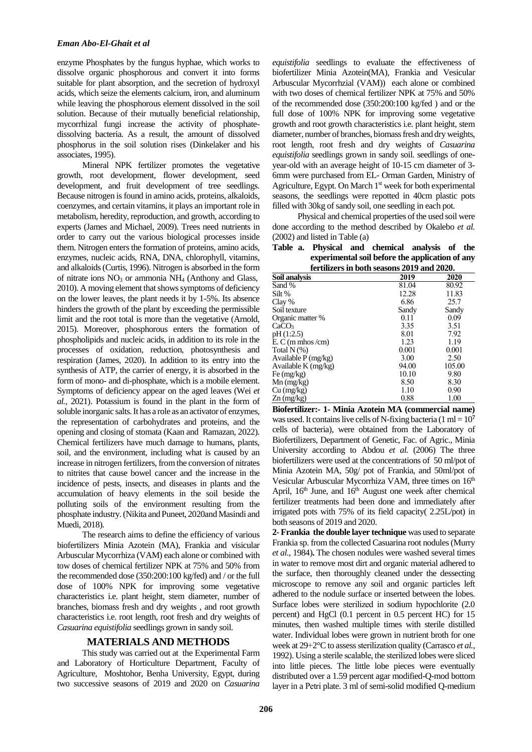enzyme Phosphates by the fungus hyphae, which works to dissolve organic phosphorous and convert it into forms suitable for plant absorption, and the secretion of hydroxyl acids, which seize the elements calcium, iron, and aluminum while leaving the phosphorous element dissolved in the soil solution. Because of their mutually beneficial relationship, mycorrhizal fungi increase the activity of phosphate-dissolving bacteria. As a result, the amount of dissolved phosphorus in the soil solution rises (Dinkelaker and his associates, 1995).

Mineral NPK fertilizer promotes the vegetative growth, root development, flower development, seed development, and fruit development of tree seedlings. Because nitrogen is found in amino acids, proteins, alkaloids, coenzymes, and certain vitamins, it plays an important role in metabolism, heredity, reproduction, and growth, according to experts (James and Michael, 2009). Trees need nutrients in order to carry out the various biological processes inside them. Nitrogen enters the formation of proteins, amino acids, enzymes, nucleic acids, RNA, DNA, chlorophyll, vitamins, and alkaloids (Curtis, 1996). Nitrogen is absorbed in the form of nitrate ions $NO_3$ or ammonia $NH_4$ (Anthony and Glass, 2010). A moving element that shows symptoms of deficiency on the lower leaves, the plant needs it by 1-5%. Its absence hinders the growth of the plant by exceeding the permissible limit and the root total is more than the vegetative (Arnold, 2015). Moreover, phosphorous enters the formation of phospholipids and nucleic acids, in addition to its role in the processes of oxidation, reduction, photosynthesis and respiration (James, 2020). In addition to its entry into the synthesis of ATP, the carrier of energy, it is absorbed in the form of mono- and di-phosphate, which is a mobile element. Symptoms of deficiency appear on the aged leaves (Wei *et al.,* 2021). Potassium is found in the plant in the form of soluble inorganic salts. It has a role as an activator of enzymes, the representation of carbohydrates and proteins, and the opening and closing of stomata (Kaan and Ramazan, 2022). Chemical fertilizers have much damage to humans, plants, soil, and the environment, including what is caused by an increase in nitrogen fertilizers, from the conversion of nitrates to nitrites that cause bowel cancer and the increase in the incidence of pests, insects, and diseases in plants and the accumulation of heavy elements in the soil beside the polluting soils of the environment resulting from the phosphate industry. (Nikita and Puneet, 2020and Masindi and Muedi, 2018).

The research aims to define the efficiency of various biofertilizers Minia Azotein (MA), Frankia and visicular Arbuscular Mycorrhiza (VAM) each alone or combined with tow doses of chemical fertilizer NPK at 75% and 50% from the recommended dose (350:200:100 kg/fed) and / or the full dose of 100% NPK for improving some vegetative characteristics i.e. plant height, stem diameter, number of branches, biomass fresh and dry weights , and root growth characteristics i.e. root length, root fresh and dry weights of *Casuarina equistifolia* seedlings grown in sandy soil.

## MATERIALS AND METHODS

This study was carried out at the Experimental Farm and Laboratory of Horticulture Department, Faculty of Agriculture, Moshtohor, Benha University, Egypt, during two successive seasons of 2019 and 2020 on *Casuarina equistifolia* seedlings to evaluate the effectiveness of biofertilizer Minia Azotein(MA), Frankia and Vesicular Arbuscular Mycorrhzial (VAM)) each alone or combined with two doses of chemical fertilizer NPK at 75% and 50% of the recommended dose (350:200:100 kg/fed ) and or the full dose of 100% NPK for improving some vegetative growth and root growth characteristics i.e. plant height, stem diameter, number of branches, biomass fresh and dry weights, root length, root fresh and dry weights of *Casuarina equistifolia* seedlings grown in sandy soil. seedlings of one-year-old with an average height of 10-15 cm diameter of 3-6mm were purchased from EL- Orman Garden, Ministry of Agriculture, Egypt. On March 1st week for both experimental seasons, the seedlings were repotted in 40cm plastic pots filled with 30kg of sandy soil, one seedling in each pot.

Physical and chemical properties of the used soil were done according to the method described by Okalebo *et al.* (2002) and listed in Table (a)

**Table a. Physical and chemical analysis of the experimental soil before the application of any fertilizers in both seasons 2019 and 2020.**

| Soil analysis | 2019 | 2020 |
|---|---|---|
| Sand % | 81.04 | 80.92 |
| Silt % | 12.28 | 11.83 |
| Clay % | 6.86 | 25.7 |
| Soil texture | Sandy | Sandy |
| Organic matter % | 0.11 | 0.09 |
| $CaCO_3$ | 3.35 | 3.51 |
| pH (1:2.5) | 8.01 | 7.92 |
| E. C (m mhos /cm) | 1.23 | 1.19 |
| Total N (%) | 0.001 | 0.001 |
| Available P (mg/kg) | 3.00 | 2.50 |
| Available K (mg/kg) | 94.00 | 105.00 |
| Fe (mg/kg) | 10.10 | 9.80 |
| Mn (mg/kg) | 8.50 | 8.30 |
| Cu (mg/kg) | 1.10 | 0.90 |
| Zn (mg/kg) | 0.88 | 1.00 |

**Biofertilizer:- 1- Minia Azotein MA (commercial name)** was used. It contains live cells of N-fixing bacteria (1 ml = $10^7$ cells of bacteria), were obtained from the Laboratory of Biofertilizers, Department of Genetic, Fac. of Agric., Minia University according to Abdou *et al.* (2006) The three biofertilizers were used at the concentrations of 50 ml/pot of Minia Azotein MA, 50g/ pot of Frankia, and 50ml/pot of Vesicular Arbuscular Mycorrhiza VAM, three times on 16th April, 16th June, and 16th August one week after chemical fertilizer treatments had been done and immediately after irrigated pots with 75% of its field capacity( 2.25L/pot) in both seasons of 2019 and 2020.

**2- Frankia the double layer technique** was used to separate Frankia sp. from the collected Casuarina root nodules (Murry *et al.,* 1984)**.** The chosen nodules were washed several times in water to remove most dirt and organic material adhered to the surface, then thoroughly cleaned under the dessecting microscope to remove any soil and organic particles left adhered to the nodule surface or inserted between the lobes. Surface lobes were sterilized in sodium hypochlorite (2.0 percent) and HgCl (0.1 percent in 0.5 percent HC) for 15 minutes, then washed multiple times with sterile distilled water. Individual lobes were grown in nutrient broth for one week at 29+2°C to assess sterilization quality (Carrasco *et al.,* 1992). Using a sterile scalable, the sterilized lobes were sliced into little pieces. The little lobe pieces were eventually distributed over a 1.59 percent agar modified-Q-mod bottom layer in a Petri plate. 3 ml of semi-solid modified Q-medium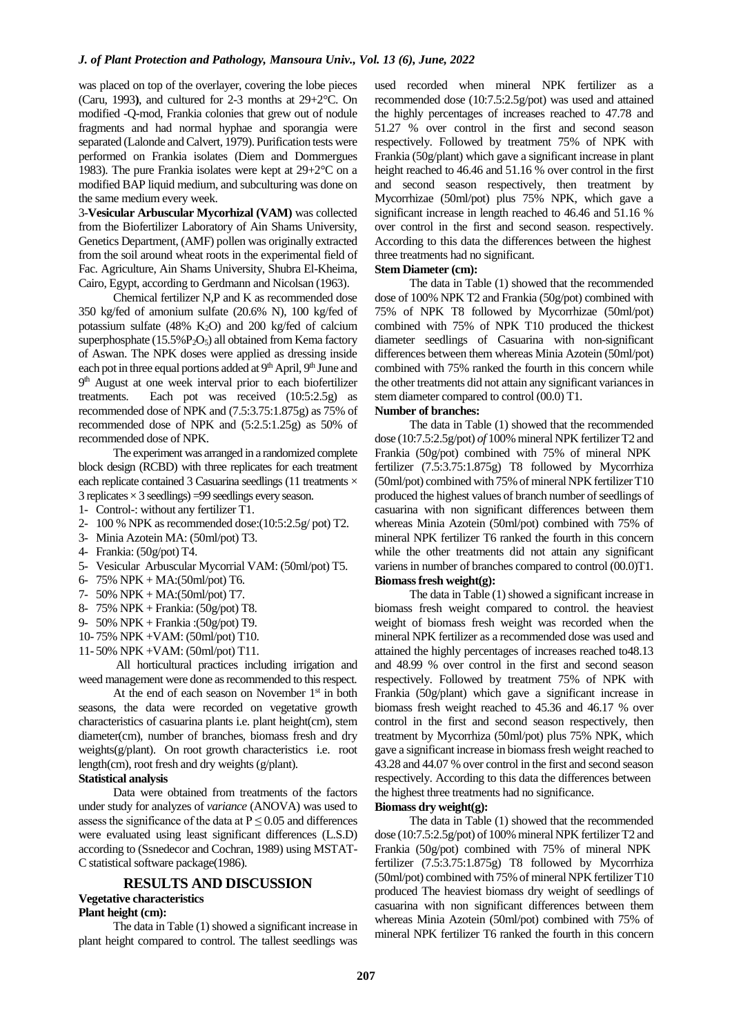was placed on top of the overlayer, covering the lobe pieces (Caru, 1993), and cultured for 2-3 months at 29+2°C. On modified -Q-mod, Frankia colonies that grew out of nodule fragments and had normal hyphae and sporangia were separated (Lalonde and Calvert, 1979). Purification tests were performed on Frankia isolates (Diem and Dommergues 1983). The pure Frankia isolates were kept at 29+2°C on a modified BAP liquid medium, and subculturing was done on the same medium every week.

3-**Vesicular Arbuscular Mycorhizal (VAM)** was collected from the Biofertilizer Laboratory of Ain Shams University, Genetics Department, (AMF) pollen was originally extracted from the soil around wheat roots in the experimental field of Fac. Agriculture, Ain Shams University, Shubra El-Kheima, Cairo, Egypt, according to Gerdmann and Nicolsan (1963).

Chemical fertilizer N,P and K as recommended dose 350 kg/fed of amonium sulfate (20.6% N), 100 kg/fed of potassium sulfate (48% $K_2O$) and 200 kg/fed of calcium superphosphate (15.5%$P_2O_5$) all obtained from Kema factory of Aswan. The NPK doses were applied as dressing inside each pot in three equal portions added at 9th April, 9th June and 9th August at one week interval prior to each biofertilizer treatments. Each pot was received (10:5:2.5g) as recommended dose of NPK and (7.5:3.75:1.875g) as 75% of recommended dose of NPK and (5:2.5:1.25g) as 50% of recommended dose of NPK.

The experiment was arranged in a randomized complete block design (RCBD) with three replicates for each treatment each replicate contained 3 Casuarina seedlings (11 treatments × 3 replicates × 3 seedlings) =99 seedlings every season.

1- Control-: without any fertilizer T1.
2- 100 % NPK as recommended dose:(10:5:2.5g/ pot) T2.
3- Minia Azotein MA: (50ml/pot) T3.
4- Frankia: (50g/pot) T4.
5- Vesicular Arbuscular Mycorrial VAM: (50ml/pot) T5.
6- 75% NPK + MA:(50ml/pot) T6.
7- 50% NPK + MA:(50ml/pot) T7.
8- 75% NPK + Frankia: (50g/pot) T8.
9- 50% NPK + Frankia :(50g/pot) T9.
10- 75% NPK +VAM: (50ml/pot) T10.
11- 50% NPK +VAM: (50ml/pot) T11.

All horticultural practices including irrigation and weed management were done as recommended to this respect.

At the end of each season on November 1st in both seasons, the data were recorded on vegetative growth characteristics of casuarina plants i.e. plant height(cm), stem diameter(cm), number of branches, biomass fresh and dry weights(g/plant). On root growth characteristics i.e. root length(cm), root fresh and dry weights (g/plant).

**Statistical analysis**

Data were obtained from treatments of the factors under study for analyzes of *variance* (ANOVA) was used to assess the significance of the data at $P \leq 0.05$ and differences were evaluated using least significant differences (L.S.D) according to (Ssnedecor and Cochran, 1989) using MSTAT-C statistical software package(1986).

## RESULTS AND DISCUSSION

### Vegetative characteristics

**Plant height (cm):**

The data in Table (1) showed a significant increase in plant height compared to control. The tallest seedlings was used recorded when mineral NPK fertilizer as a recommended dose (10:7.5:2.5g/pot) was used and attained the highly percentages of increases reached to 47.78 and 51.27 % over control in the first and second season respectively. Followed by treatment 75% of NPK with Frankia (50g/plant) which gave a significant increase in plant height reached to 46.46 and 51.16 % over control in the first and second season respectively, then treatment by Mycorrhizae (50ml/pot) plus 75% NPK, which gave a significant increase in length reached to 46.46 and 51.16 % over control in the first and second season. respectively. According to this data the differences between the highest three treatments had no significant.

**Stem Diameter (cm):**

The data in Table (1) showed that the recommended dose of 100% NPK T2 and Frankia (50g/pot) combined with 75% of NPK T8 followed by Mycorrhizae (50ml/pot) combined with 75% of NPK T10 produced the thickest diameter seedlings of Casuarina with non-significant differences between them whereas Minia Azotein (50ml/pot) combined with 75% ranked the fourth in this concern while the other treatments did not attain any significant variances in stem diameter compared to control (00.0) T1.

**Number of branches:**

The data in Table (1) showed that the recommended dose (10:7.5:2.5g/pot) *of* 100% mineral NPK fertilizer T2 and Frankia (50g/pot) combined with 75% of mineral NPK fertilizer (7.5:3.75:1.875g) T8 followed by Mycorrhiza (50ml/pot) combined with 75% of mineral NPK fertilizer T10 produced the highest values of branch number of seedlings of casuarina with non significant differences between them whereas Minia Azotein (50ml/pot) combined with 75% of mineral NPK fertilizer T6 ranked the fourth in this concern while the other treatments did not attain any significant variens in number of branches compared to control (00.0)T1.

**Biomass fresh weight(g):**

The data in Table (1) showed a significant increase in biomass fresh weight compared to control. the heaviest weight of biomass fresh weight was recorded when the mineral NPK fertilizer as a recommended dose was used and attained the highly percentages of increases reached to48.13 and 48.99 % over control in the first and second season respectively. Followed by treatment 75% of NPK with Frankia (50g/plant) which gave a significant increase in biomass fresh weight reached to 45.36 and 46.17 % over control in the first and second season respectively, then treatment by Mycorrhiza (50ml/pot) plus 75% NPK, which gave a significant increase in biomass fresh weight reached to 43.28 and 44.07 % over control in the first and second season respectively. According to this data the differences between the highest three treatments had no significance.

**Biomass dry weight(g):**

The data in Table (1) showed that the recommended dose (10:7.5:2.5g/pot) of 100% mineral NPK fertilizer T2 and Frankia (50g/pot) combined with 75% of mineral NPK fertilizer (7.5:3.75:1.875g) T8 followed by Mycorrhiza (50ml/pot) combined with 75% of mineral NPK fertilizer T10 produced The heaviest biomass dry weight of seedlings of casuarina with non significant differences between them whereas Minia Azotein (50ml/pot) combined with 75% of mineral NPK fertilizer T6 ranked the fourth in this concern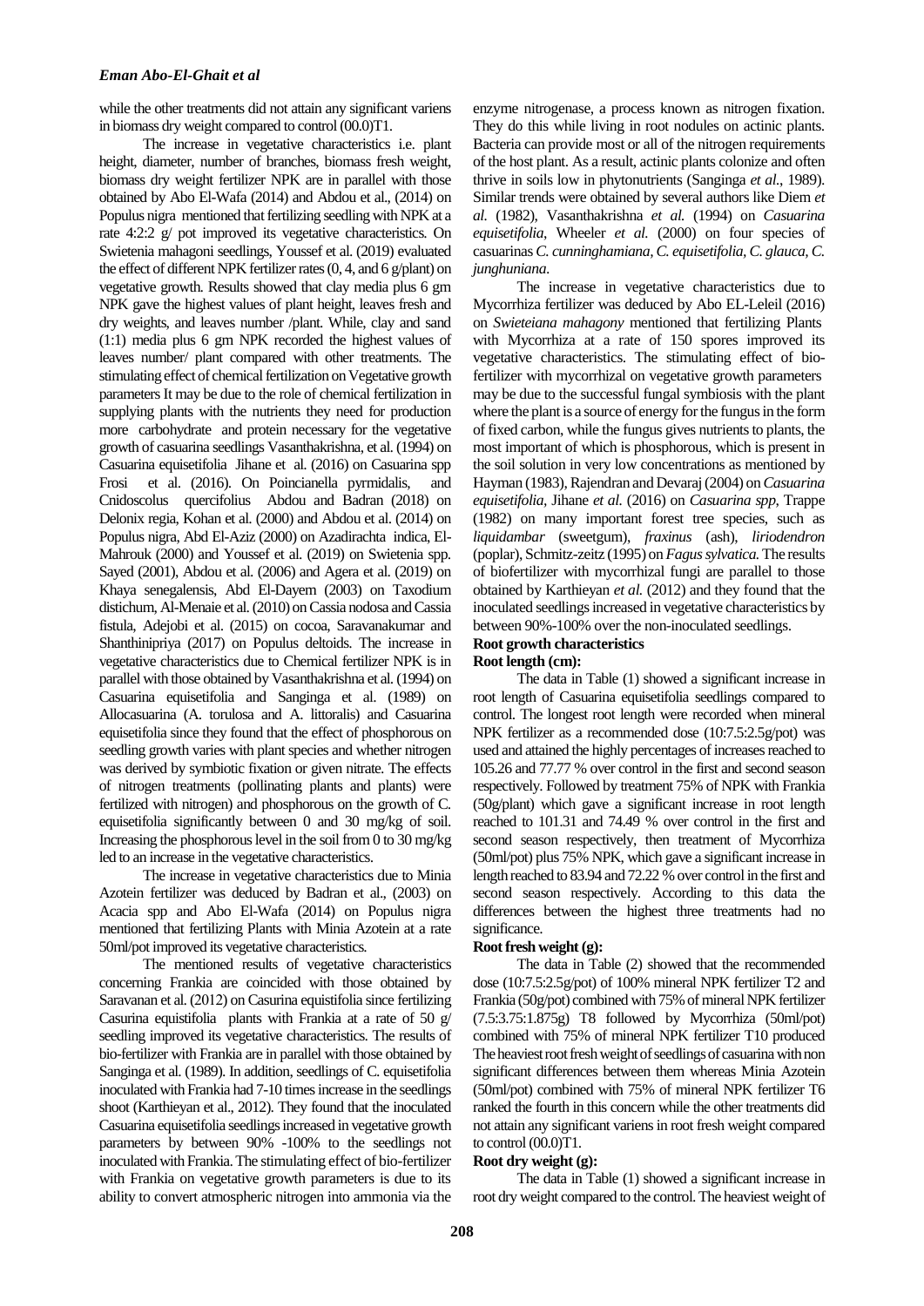while the other treatments did not attain any significant variens in biomass dry weight compared to control (00.0)T1.

The increase in vegetative characteristics i.e. plant height, diameter, number of branches, biomass fresh weight, biomass dry weight fertilizer NPK are in parallel with those obtained by Abo El-Wafa (2014) and Abdou et al., (2014) on Populus nigra mentioned that fertilizing seedling with NPK at a rate 4:2:2 g/ pot improved its vegetative characteristics. On Swietenia mahagoni seedlings, Youssef et al. (2019) evaluated the effect of different NPK fertilizer rates (0, 4, and 6 g/plant) on vegetative growth. Results showed that clay media plus 6 gm NPK gave the highest values of plant height, leaves fresh and dry weights, and leaves number /plant. While, clay and sand (1:1) media plus 6 gm NPK recorded the highest values of leaves number/ plant compared with other treatments. The stimulating effect of chemical fertilization on Vegetative growth parameters It may be due to the role of chemical fertilization in supplying plants with the nutrients they need for production more carbohydrate and protein necessary for the vegetative growth of casuarina seedlings Vasanthakrishna, et al. (1994) on Casuarina equisetifolia Jihane et al. (2016) on Casuarina spp Frosi et al. (2016). On Poincianella pyrmidalis, and Cnidoscolus quercifolius Abdou and Badran (2018) on Delonix regia, Kohan et al. (2000) and Abdou et al. (2014) on Populus nigra, Abd El-Aziz (2000) on Azadirachta indica, El-Mahrouk (2000) and Youssef et al. (2019) on Swietenia spp. Sayed (2001), Abdou et al. (2006) and Agera et al. (2019) on Khaya senegalensis, Abd El-Dayem (2003) on Taxodium distichum, Al-Menaie et al. (2010) on Cassia nodosa and Cassia fistula, Adejobi et al. (2015) on cocoa, Saravanakumar and Shanthinipriya (2017) on Populus deltoids. The increase in vegetative characteristics due to Chemical fertilizer NPK is in parallel with those obtained by Vasanthakrishna et al. (1994) on Casuarina equisetifolia and Sanginga et al. (1989) on Allocasuarina (A. torulosa and A. littoralis) and Casuarina equisetifolia since they found that the effect of phosphorous on seedling growth varies with plant species and whether nitrogen was derived by symbiotic fixation or given nitrate. The effects of nitrogen treatments (pollinating plants and plants) were fertilized with nitrogen) and phosphorous on the growth of C. equisetifolia significantly between 0 and 30 mg/kg of soil. Increasing the phosphorous level in the soil from 0 to 30 mg/kg led to an increase in the vegetative characteristics.

The increase in vegetative characteristics due to Minia Azotein fertilizer was deduced by Badran et al., (2003) on Acacia spp and Abo El-Wafa (2014) on Populus nigra mentioned that fertilizing Plants with Minia Azotein at a rate 50ml/pot improved its vegetative characteristics.

The mentioned results of vegetative characteristics concerning Frankia are coincided with those obtained by Saravanan et al. (2012) on Casurina equistifolia since fertilizing Casurina equistifolia plants with Frankia at a rate of 50 g/ seedling improved its vegetative characteristics. The results of bio-fertilizer with Frankia are in parallel with those obtained by Sanginga et al. (1989). In addition, seedlings of C. equisetifolia inoculated with Frankia had 7-10 times increase in the seedlings shoot (Karthieyan et al., 2012). They found that the inoculated Casuarina equisetifolia seedlings increased in vegetative growth parameters by between 90% -100% to the seedlings not inoculated with Frankia. The stimulating effect of bio-fertilizer with Frankia on vegetative growth parameters is due to its ability to convert atmospheric nitrogen into ammonia via the enzyme nitrogenase, a process known as nitrogen fixation. They do this while living in root nodules on actinic plants. Bacteria can provide most or all of the nitrogen requirements of the host plant. As a result, actinic plants colonize and often thrive in soils low in phytonutrients (Sanginga *et al.*, 1989). Similar trends were obtained by several authors like Diem *et al.* (1982), Vasanthakrishna *et al.* (1994) on *Casuarina equisetifolia*, Wheeler *et al.* (2000) on four species of casuarinas *C. cunninghamiana, C. equisetifolia, C. glauca, C. junghuniana.*

The increase in vegetative characteristics due to Mycorrhiza fertilizer was deduced by Abo EL-Leleil (2016) on *Swieteiana mahagony* mentioned that fertilizing Plants with Mycorrhiza at a rate of 150 spores improved its vegetative characteristics. The stimulating effect of bio-fertilizer with mycorrhizal on vegetative growth parameters may be due to the successful fungal symbiosis with the plant where the plant is a source of energy for the fungus in the form of fixed carbon, while the fungus gives nutrients to plants, the most important of which is phosphorous, which is present in the soil solution in very low concentrations as mentioned by Hayman (1983), Rajendran and Devaraj (2004) on *Casuarina equisetifolia,* Jihane *et al.* (2016) on *Casuarina spp,* Trappe (1982) on many important forest tree species, such as *liquidambar* (sweetgum), *fraxinus* (ash), *liriodendron* (poplar), Schmitz-zeitz (1995) on *Fagus sylvatica.* The results of biofertilizer with mycorrhizal fungi are parallel to those obtained by Karthieyan *et al.* (2012) and they found that the inoculated seedlings increased in vegetative characteristics by between 90%-100% over the non-inoculated seedlings.

**Root growth characteristics**

**Root length (cm):**

The data in Table (1) showed a significant increase in root length of Casuarina equisetifolia seedlings compared to control. The longest root length were recorded when mineral NPK fertilizer as a recommended dose (10:7.5:2.5g/pot) was used and attained the highly percentages of increases reached to 105.26 and 77.77 % over control in the first and second season respectively. Followed by treatment 75% of NPK with Frankia (50g/plant) which gave a significant increase in root length reached to 101.31 and 74.49 % over control in the first and second season respectively, then treatment of Mycorrhiza (50ml/pot) plus 75% NPK, which gave a significant increase in length reached to 83.94 and 72.22 % over control in the first and second season respectively. According to this data the differences between the highest three treatments had no significance.

**Root fresh weight (g):**

The data in Table (2) showed that the recommended dose (10:7.5:2.5g/pot) of 100% mineral NPK fertilizer T2 and Frankia (50g/pot) combined with 75% of mineral NPK fertilizer (7.5:3.75:1.875g) T8 followed by Mycorrhiza (50ml/pot) combined with 75% of mineral NPK fertilizer T10 produced The heaviest root fresh weight of seedlings of casuarina with non significant differences between them whereas Minia Azotein (50ml/pot) combined with 75% of mineral NPK fertilizer T6 ranked the fourth in this concern while the other treatments did not attain any significant variens in root fresh weight compared to control (00.0)T1.

**Root dry weight (g):**

The data in Table (1) showed a significant increase in root dry weight compared to the control. The heaviest weight of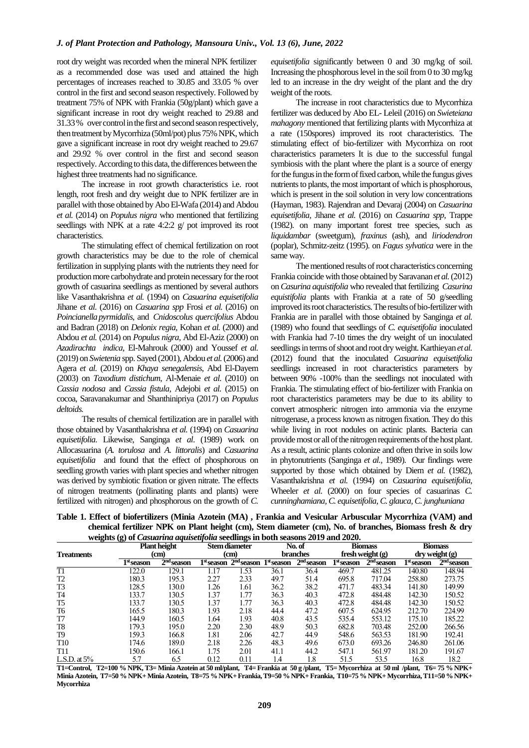root dry weight was recorded when the mineral NPK fertilizer as a recommended dose was used and attained the high percentages of increases reached to 30.85 and 33.05 % over control in the first and second season respectively. Followed by treatment 75% of NPK with Frankia (50g/plant) which gave a significant increase in root dry weight reached to 29.88 and 31.33 % over control in the first and second season respectively, then treatment by Mycorrhiza (50ml/pot) plus 75% NPK, which gave a significant increase in root dry weight reached to 29.67 and 29.92 % over control in the first and second season respectively. According to this data, the differences between the highest three treatments had no significance.

The increase in root growth characteristics i.e. root length, root fresh and dry weight due to NPK fertilizer are in parallel with those obtained by Abo El-Wafa (2014) and Abdou *et al.* (2014) on *Populus nigra* who mentioned that fertilizing seedlings with NPK at a rate 4:2:2 g/ pot improved its root characteristics.

The stimulating effect of chemical fertilization on root growth characteristics may be due to the role of chemical fertilization in supplying plants with the nutrients they need for production more carbohydrate and protein necessary for the root growth of casuarina seedlings as mentioned by several authors like Vasanthakrishna *et al.* (1994) on *Casuarina equisetifolia* Jihane *et al.* (2016) on *Casuarina spp* Frosi *et al.* (2016) on *Poincianella pyrmidalis*, and *Cnidoscolus quercifolius* Abdou and Badran (2018) on *Delonix regia*, Kohan *et al.* (2000) and Abdou *et al.* (2014) on *Populus nigra*, Abd El-Aziz (2000) on *Azadirachta indica*, El-Mahrouk (2000) and Youssef *et al.* (2019) on *Swietenia* spp. Sayed (2001), Abdou *et al.* (2006) and Agera *et al.* (2019) on *Khaya senegalensis*, Abd El-Dayem (2003) on *Taxodium distichum*, Al-Menaie *et al.* (2010) on *Cassia nodosa* and *Cassia fistula*, Adejobi *et al.* (2015) on cocoa, Saravanakumar and Shanthinipriya (2017) on *Populus deltoids*.

The results of chemical fertilization are in parallel with those obtained by Vasanthakrishna *et al.* (1994) on *Casuarina equisetifolia*. Likewise, Sanginga *et al.* (1989) work on Allocasuarina (*A. torulosa* and *A. littoralis*) and *Casuarina equisetifolia* and found that the effect of phosphorous on seedling growth varies with plant species and whether nitrogen was derived by symbiotic fixation or given nitrate. The effects of nitrogen treatments (pollinating plants and plants) were fertilized with nitrogen) and phosphorous on the growth of *C. equisetifolia* significantly between 0 and 30 mg/kg of soil. Increasing the phosphorous level in the soil from 0 to 30 mg/kg led to an increase in the dry weight of the plant and the dry weight of the roots.

The increase in root characteristics due to Mycorrhiza fertilizer was deduced by Abo EL- Leleil (2016) on *Swieteiana mahagony* mentioned that fertilizing plants with Mycorrhiza at a rate (150spores) improved its root characteristics. The stimulating effect of bio-fertilizer with Mycorrhiza on root characteristics parameters It is due to the successful fungal symbiosis with the plant where the plant is a source of energy for the fungus in the form of fixed carbon, while the fungus gives nutrients to plants, the most important of which is phosphorous, which is present in the soil solution in very low concentrations (Hayman, 1983). Rajendran and Devaraj (2004) on *Casuarina equisetifolia*, Jihane *et al.* (2016) on *Casuarina spp*, Trappe (1982). on many important forest tree species, such as *liquidambar* (sweetgum), *fraxinus* (ash), and *liriodendron* (poplar), Schmitz-zeitz (1995). on *Fagus sylvatica* were in the same way.

The mentioned results of root characteristics concerning Frankia coincide with those obtained by Saravanan *et al.* (2012) on *Casurina aquistifolia* who revealed that fertilizing *Casurina equistifolia* plants with Frankia at a rate of 50 g/seedling improved its root characteristics. The results of bio-fertilizer with Frankia are in parallel with those obtained by Sanginga *et al.* (1989) who found that seedlings of *C. equisetifolia* inoculated with Frankia had 7-10 times the dry weight of un inoculated seedlings in terms of shoot and root dry weight. Karthieyan *et al.* (2012) found that the inoculated *Casuarina equisetifolia* seedlings increased in root characteristics parameters by between 90% -100% than the seedlings not inoculated with Frankia. The stimulating effect of bio-fertilizer with Frankia on root characteristics parameters may be due to its ability to convert atmospheric nitrogen into ammonia via the enzyme nitrogenase, a process known as nitrogen fixation. They do this while living in root nodules on actinic plants. Bacteria can provide most or all of the nitrogen requirements of the host plant. As a result, actinic plants colonize and often thrive in soils low in phytonutrients (Sanginga *et al.*, 1989). Our findings were supported by those which obtained by Diem *et al.* (1982), Vasanthakrishna *et al.* (1994) on *Casuarina equisetifolia*, Wheeler *et al.* (2000) on four species of casuarinas *C. cunninghamiana*, *C. equisetifolia*, *C. glauca*, *C. junghuniana*

**Table 1. Effect of biofertilizers (Minia Azotein (MA) , Frankia and Vesicular Arbuscular Mycorrhiza (VAM) and chemical fertilizer NPK on Plant height (cm), Stem diameter (cm), No. of branches, Biomass fresh & dry weights (g) of *Casuarina aquisetifolia* seedlings in both seasons 2019 and 2020.**

| Treatments | Plant height (cm) | | Stem diameter (cm) | | No. of branches | | Biomass fresh weight (g) | | Biomass dry weight (g) | |
|---|---|---|---|---|---|---|---|---|---|---|
| | 1st season | 2nd season | 1st season | 2nd season | 1st season | 2nd season | 1st season | 2nd season | 1st season | 2nd season |
| T1 | 122.0 | 129.1 | 1.17 | 1.53 | 36.1 | 36.4 | 469.7 | 481.25 | 140.80 | 148.94 |
| T2 | 180.3 | 195.3 | 2.27 | 2.33 | 49.7 | 51.4 | 695.8 | 717.04 | 258.80 | 273.75 |
| T3 | 128.5 | 130.0 | 1.26 | 1.61 | 36.2 | 38.2 | 471.7 | 483.34 | 141.80 | 149.99 |
| T4 | 133.7 | 130.5 | 1.37 | 1.77 | 36.3 | 40.3 | 472.8 | 484.48 | 142.30 | 150.52 |
| T5 | 133.7 | 130.5 | 1.37 | 1.77 | 36.3 | 40.3 | 472.8 | 484.48 | 142.30 | 150.52 |
| T6 | 165.5 | 180.3 | 1.93 | 2.18 | 44.4 | 47.2 | 607.5 | 624.95 | 212.70 | 224.99 |
| T7 | 144.9 | 160.5 | 1.64 | 1.93 | 40.8 | 43.5 | 535.4 | 553.12 | 175.10 | 185.22 |
| T8 | 179.3 | 195.0 | 2.20 | 2.30 | 48.9 | 50.3 | 682.8 | 703.48 | 252.00 | 266.56 |
| T9 | 159.3 | 166.8 | 1.81 | 2.06 | 42.7 | 44.9 | 548.6 | 563.53 | 181.90 | 192.41 |
| T10 | 174.6 | 189.0 | 2.18 | 2.26 | 48.3 | 49.6 | 673.0 | 693.26 | 246.80 | 261.06 |
| T11 | 150.6 | 166.1 | 1.75 | 2.01 | 41.1 | 44.2 | 547.1 | 561.97 | 181.20 | 191.67 |
| L.S.D. at 5% | 5.7 | 6.5 | 0.12 | 0.11 | 1.4 | 1.8 | 51.5 | 53.5 | 16.8 | 18.2 |

**T1=Control, T2=100 % NPK, T3= Minia Azotein at 50 ml/plant, T4= Frankia at 50 g /plant, T5= Mycorrhiza at 50 ml /plant, T6= 75 % NPK+ Minia Azotein, T7=50 % NPK+ Minia Azotein, T8=75 % NPK+ Frankia, T9=50 % NPK+ Frankia, T10=75 % NPK+ Mycorrhiza, T11=50 % NPK+ Mycorrhiza**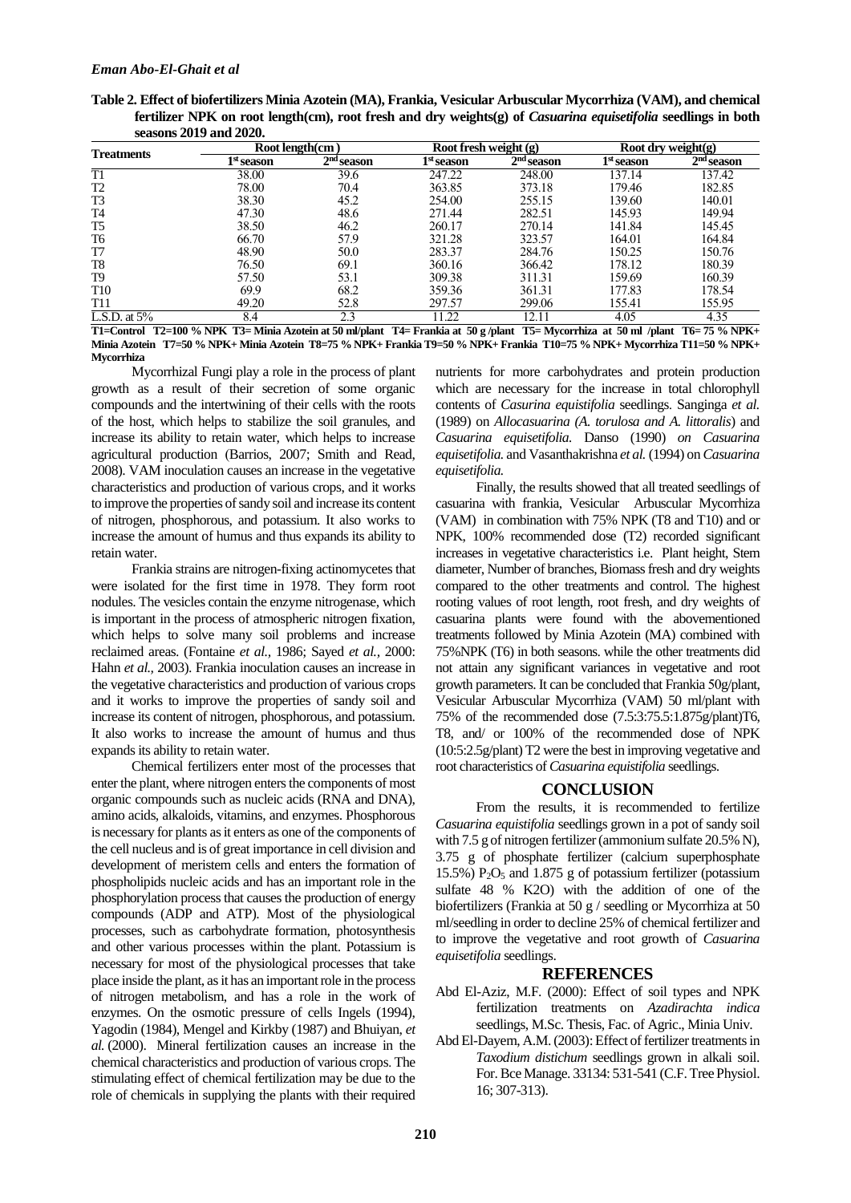**Table 2. Effect of biofertilizers Minia Azotein (MA), Frankia, Vesicular Arbuscular Mycorrhiza (VAM), and chemical fertilizer NPK on root length(cm), root fresh and dry weights(g) of *Casuarina equisetifolia* seedlings in both seasons 2019 and 2020.**

| Treatments | Root length(cm) | | Root fresh weight (g) | | Root dry weight(g) | |
|---|---|---|---|---|---|---|
| | 1st season | 2nd season | 1st season | 2nd season | 1st season | 2nd season |
| T1 | 38.00 | 39.6 | 247.22 | 248.00 | 137.14 | 137.42 |
| T2 | 78.00 | 70.4 | 363.85 | 373.18 | 179.46 | 182.85 |
| T3 | 38.30 | 45.2 | 254.00 | 255.15 | 139.60 | 140.01 |
| T4 | 47.30 | 48.6 | 271.44 | 282.51 | 145.93 | 149.94 |
| T5 | 38.50 | 46.2 | 260.17 | 270.14 | 141.84 | 145.45 |
| T6 | 66.70 | 57.9 | 321.28 | 323.57 | 164.01 | 164.84 |
| T7 | 48.90 | 50.0 | 283.37 | 284.76 | 150.25 | 150.76 |
| T8 | 76.50 | 69.1 | 360.16 | 366.42 | 178.12 | 180.39 |
| T9 | 57.50 | 53.1 | 309.38 | 311.31 | 159.69 | 160.39 |
| T10 | 69.9 | 68.2 | 359.36 | 361.31 | 177.83 | 178.54 |
| T11 | 49.20 | 52.8 | 297.57 | 299.06 | 155.41 | 155.95 |
| L.S.D. at 5% | 8.4 | 2.3 | 11.22 | 12.11 | 4.05 | 4.35 |

**T1=Control T2=100 % NPK T3= Minia Azotein at 50 ml/plant T4= Frankia at 50 g /plant T5= Mycorrhiza at 50 ml /plant T6= 75 % NPK+ Minia Azotein T7=50 % NPK+ Minia Azotein T8=75 % NPK+ Frankia T9=50 % NPK+ Frankia T10=75 % NPK+ Mycorrhiza T11=50 % NPK+ Mycorrhiza**

Mycorrhizal Fungi play a role in the process of plant growth as a result of their secretion of some organic compounds and the intertwining of their cells with the roots of the host, which helps to stabilize the soil granules, and increase its ability to retain water, which helps to increase agricultural production (Barrios, 2007; Smith and Read, 2008). VAM inoculation causes an increase in the vegetative characteristics and production of various crops, and it works to improve the properties of sandy soil and increase its content of nitrogen, phosphorous, and potassium. It also works to increase the amount of humus and thus expands its ability to retain water.

Frankia strains are nitrogen-fixing actinomycetes that were isolated for the first time in 1978. They form root nodules. The vesicles contain the enzyme nitrogenase, which is important in the process of atmospheric nitrogen fixation, which helps to solve many soil problems and increase reclaimed areas. (Fontaine *et al.,* 1986; Sayed *et al.,* 2000: Hahn *et al.,* 2003). Frankia inoculation causes an increase in the vegetative characteristics and production of various crops and it works to improve the properties of sandy soil and increase its content of nitrogen, phosphorous, and potassium. It also works to increase the amount of humus and thus expands its ability to retain water.

Chemical fertilizers enter most of the processes that enter the plant, where nitrogen enters the components of most organic compounds such as nucleic acids (RNA and DNA), amino acids, alkaloids, vitamins, and enzymes. Phosphorous is necessary for plants as it enters as one of the components of the cell nucleus and is of great importance in cell division and development of meristem cells and enters the formation of phospholipids nucleic acids and has an important role in the phosphorylation process that causes the production of energy compounds (ADP and ATP). Most of the physiological processes, such as carbohydrate formation, photosynthesis and other various processes within the plant. Potassium is necessary for most of the physiological processes that take place inside the plant, as it has an important role in the process of nitrogen metabolism, and has a role in the work of enzymes. On the osmotic pressure of cells Ingels (1994), Yagodin (1984), Mengel and Kirkby (1987) and Bhuiyan, *et al.* (2000). Mineral fertilization causes an increase in the chemical characteristics and production of various crops. The stimulating effect of chemical fertilization may be due to the role of chemicals in supplying the plants with their required nutrients for more carbohydrates and protein production which are necessary for the increase in total chlorophyll contents of *Casurina equistifolia* seedlings. Sanginga *et al.* (1989) on *Allocasuarina (A. torulosa and A. littoralis*) and *Casuarina equisetifolia.* Danso (1990) *on Casuarina equisetifolia.* and Vasanthakrishna *et al.* (1994) on *Casuarina equisetifolia.*

Finally, the results showed that all treated seedlings of casuarina with frankia, Vesicular Arbuscular Mycorrhiza (VAM) in combination with 75% NPK (T8 and T10) and or NPK, 100% recommended dose (T2) recorded significant increases in vegetative characteristics i.e. Plant height, Stem diameter, Number of branches, Biomass fresh and dry weights compared to the other treatments and control. The highest rooting values of root length, root fresh, and dry weights of casuarina plants were found with the abovementioned treatments followed by Minia Azotein (MA) combined with 75%NPK (T6) in both seasons. while the other treatments did not attain any significant variances in vegetative and root growth parameters. It can be concluded that Frankia 50g/plant, Vesicular Arbuscular Mycorrhiza (VAM) 50 ml/plant with 75% of the recommended dose (7.5:3:75.5:1.875g/plant)T6, T8, and/ or 100% of the recommended dose of NPK (10:5:2.5g/plant) T2 were the best in improving vegetative and root characteristics of *Casuarina equistifolia* seedlings.

## CONCLUSION

From the results, it is recommended to fertilize *Casuarina equistifolia* seedlings grown in a pot of sandy soil with 7.5 g of nitrogen fertilizer (ammonium sulfate 20.5% N), 3.75 g of phosphate fertilizer (calcium superphosphate 15.5%) $P_2O_5$ and 1.875 g of potassium fertilizer (potassium sulfate 48 % K2O) with the addition of one of the biofertilizers (Frankia at 50 g / seedling or Mycorrhiza at 50 ml/seedling in order to decline 25% of chemical fertilizer and to improve the vegetative and root growth of *Casuarina equisetifolia* seedlings.

## REFERENCES

Abd El-Aziz, M.F. (2000): Effect of soil types and NPK fertilization treatments on *Azadirachta indica* seedlings, M.Sc. Thesis, Fac. of Agric., Minia Univ.

Abd El-Dayem, A.M. (2003): Effect of fertilizer treatments in *Taxodium distichum* seedlings grown in alkali soil. For. Bce Manage. 33134: 531-541 (C.F. Tree Physiol. 16; 307-313).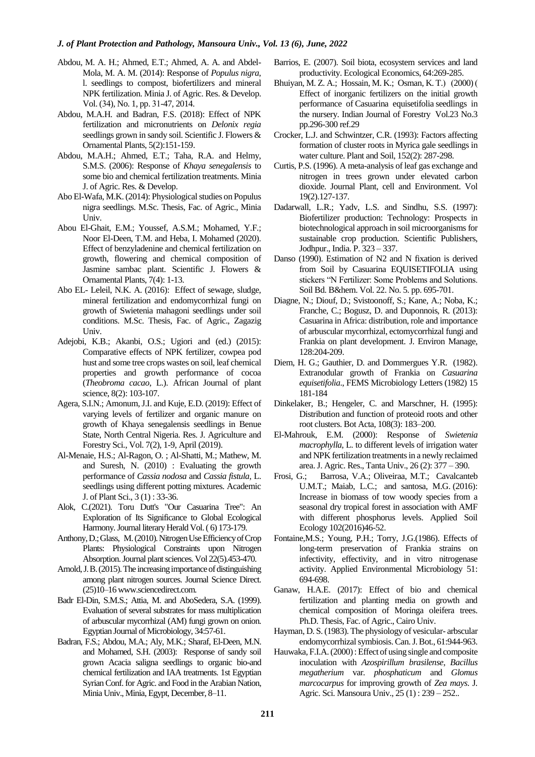Abdou, M. A. H.; Ahmed, E.T.; Ahmed, A. A. and Abdel-Mola, M. A. M. (2014): Response of *Populus nigra*, l. seedlings to compost, biofertilizers and mineral NPK fertilization. Minia J. of Agric. Res. & Develop. Vol. (34), No. 1, pp. 31-47, 2014.

Abdou, M.A.H. and Badran, F.S. (2018): Effect of NPK fertilization and micronutrients on *Delonix regia* seedlings grown in sandy soil. Scientific J. Flowers & Ornamental Plants, 5(2):151-159.

Abdou, M.A.H.; Ahmed, E.T.; Taha, R.A. and Helmy, S.M.S. (2006): Response of *Khaya senegalensis* to some bio and chemical fertilization treatments. Minia J. of Agric. Res. & Develop.

Abo El-Wafa, M.K. (2014): Physiological studies on Populus nigra seedlings. M.Sc. Thesis, Fac. of Agric., Minia Univ.

Abou El-Ghait, E.M.; Youssef, A.S.M.; Mohamed, Y.F.; Noor El-Deen, T.M. and Heba, I. Mohamed (2020). Effect of benzyladenine and chemical fertilization on growth, flowering and chemical composition of Jasmine sambac plant. Scientific J. Flowers & Ornamental Plants, 7(4): 1-13.

Abo EL- Leleil, N.K. A. (2016): Effect of sewage, sludge, mineral fertilization and endomycorrhizal fungi on growth of Swietenia mahagoni seedlings under soil conditions. M.Sc. Thesis, Fac. of Agric., Zagazig Univ.

Adejobi, K.B.; Akanbi, O.S.; Ugiori and (ed.) (2015): Comparative effects of NPK fertilizer, cowpea pod hust and some tree crops wastes on soil, leaf chemical properties and growth performance of cocoa (*Theobroma cacao*, L.). African Journal of plant science, 8(2): 103-107.

Agera, S.I.N.; Amonum, J.I. and Kuje, E.D. (2019): Effect of varying levels of fertilizer and organic manure on growth of Khaya senegalensis seedlings in Benue State, North Central Nigeria. Res. J. Agriculture and Forestry Sci., Vol. 7(2), 1-9, April (2019).

Al-Menaie, H.S.; Al-Ragon, O. ; Al-Shatti, M.; Mathew, M. and Suresh, N. (2010) : Evaluating the growth performance of *Cassia nodosa* and *Cassia fistula*, L. seedlings using different potting mixtures. Academic J. of Plant Sci., 3 (1) : 33-36.

Alok, C.(2021). Toru Dutt's "Our Casuarina Tree": An Exploration of Its Significance to Global Ecological Harmony. Journal literary Herald Vol. ( 6) 173-179.

Anthony, D.; Glass, M. (2010). Nitrogen Use Efficiency of Crop Plants: Physiological Constraints upon Nitrogen Absorption. Journal plant sciences. Vol 22(5).453-470.

Arnold, J. B. (2015). The increasing importance of distinguishing among plant nitrogen sources. Journal Science Direct. (25)10–16 www.sciencedirect.com.

Badr El-Din, S.M.S.; Attia, M. and AboSedera, S.A. (1999). Evaluation of several substrates for mass multiplication of arbuscular mycorrhizal (AM) fungi grown on onion. Egyptian Journal of Microbiology, 34:57-61.

Badran, F.S.; Abdou, M.A.; Aly, M.K.; Sharaf, El-Deen, M.N. and Mohamed, S.H. (2003): Response of sandy soil grown Acacia saligna seedlings to organic bio-and chemical fertilization and IAA treatments. 1st Egyptian Syrian Conf. for Agric. and Food in the Arabian Nation, Minia Univ., Minia, Egypt, December, 8–11.

Barrios, E. (2007). Soil biota, ecosystem services and land productivity. Ecological Economics, 64:269-285.

Bhuiyan, M. Z. A.; Hossain, M. K.; Osman, K. T.) (2000) ( Effect of inorganic fertilizers on the initial growth performance of Casuarina equisetifolia seedlings in the nursery. Indian Journal of Forestry Vol.23 No.3 pp.296-300 ref.29

Crocker, L.J. and Schwintzer, C.R. (1993): Factors affecting formation of cluster roots in Myrica gale seedlings in water culture. Plant and Soil, 152(2): 287-298.

Curtis, P.S. (1996). A meta-analysis of leaf gas exchange and nitrogen in trees grown under elevated carbon dioxide. Journal Plant, cell and Environment. Vol 19(2).127-137.

Dadarwall, L.R.; Yadv, L.S. and Sindhu, S.S. (1997): Biofertilizer production: Technology: Prospects in biotechnological approach in soil microorganisms for sustainable crop production. Scientific Publishers, Jodhpur., India. P. 323 – 337.

Danso (1990). Estimation of N2 and N fixation is derived from Soil by Casuarina EQUISETIFOLIA using stickers "N Fertilizer: Some Problems and Solutions. Soil Bd. B&hem. Vol. 22. No. 5. pp. 695-701.

Diagne, N.; Diouf, D.; Svistoonoff, S.; Kane, A.; Noba, K.; Franche, C.; Bogusz, D. and Duponnois, R. (2013): Casuarina in Africa: distribution, role and importance of arbuscular mycorrhizal, ectomycorrhizal fungi and Frankia on plant development. J. Environ Manage, 128:204-209.

Diem, H. G.; Gauthier, D. and Dommergues Y.R. (1982). Extranodular growth of Frankia on *Casuarina equisetifolia*., FEMS Microbiology Letters (1982) 15 181-184

Dinkelaker, B.; Hengeler, C. and Marschner, H. (1995): Distribution and function of proteoid roots and other root clusters. Bot Acta, 108(3): 183–200.

El-Mahrouk, E.M. (2000): Response of *Swietenia macrophylla*, L. to different levels of irrigation water and NPK fertilization treatments in a newly reclaimed area. J. Agric. Res., Tanta Univ., 26 (2): 377 – 390.

Frosi, G.; Barrosa, V.A.; Oliveiraa, M.T.; Cavalcanteb U.M.T.; Maiab, L.C.; and santosa, M.G. (2016): Increase in biomass of tow woody species from a seasonal dry tropical forest in association with AMF with different phosphorus levels. Applied Soil Ecology 102(2016)46-52.

Fontaine,M.S.; Young, P.H.; Torry, J.G.(1986). Effects of long-term preservation of Frankia strains on infectivity, effectivity, and in vitro nitrogenase activity. Applied Environmental Microbiology 51: 694-698.

Ganaw, H.A.E. (2017): Effect of bio and chemical fertilization and planting media on growth and chemical composition of Moringa oleifera trees. Ph.D. Thesis, Fac. of Agric., Cairo Univ.

Hayman, D. S. (1983). The physiology of vesicular- arbscular endomycorrhizal symbiosis. Can. J. Bot., 61:944-963.

Hauwaka, F.I.A. (2000) : Effect of using single and composite inoculation with *Azospirillum brasilense*, *Bacillus megatherium* var. *phosphaticum* and *Glomus marcocarpus* for improving growth of *Zea mays*. J. Agric. Sci. Mansoura Univ., 25 (1) : 239 – 252..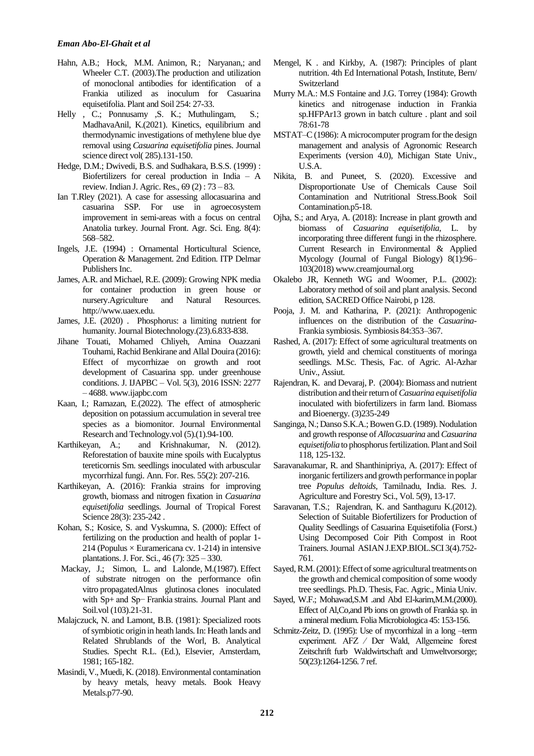Hahn, A.B.; Hock, M.M. Animon, R.; Naryanan,; and Wheeler C.T. (2003).The production and utilization of monoclonal antibodies for identification of a Frankia utilized as inoculum for Casuarina equisetifolia. Plant and Soil 254: 27-33.

Helly , C.; Ponnusamy ,S. K.; Muthulingam, S.; MadhavaAnil, K.(2021). Kinetics, equilibrium and thermodynamic investigations of methylene blue dye removal using *Casuarina equisetifolia* pines. Journal science direct vol( 285).131-150.

Hedge, D.M.; Dwivedi, B.S. and Sudhakara, B.S.S. (1999) : Biofertilizers for cereal production in India – A review. Indian J. Agric. Res., 69 (2) : 73 – 83.

Ian T.Rley (2021). A case for assessing allocasuarina and casuarina SSP. For use in agroecosystem improvement in semi-areas with a focus on central Anatolia turkey. Journal Front. Agr. Sci. Eng. 8(4): 568–582.

Ingels, J.E. (1994) : Ornamental Horticultural Science, Operation & Management. 2nd Edition. ITP Delmar Publishers Inc.

James, A.R. and Michael, R.E. (2009): Growing NPK media for container production in green house or nursery.Agriculture and Natural Resources. http://www.uaex.edu.

James, J.E. (2020) . Phosphorus: a limiting nutrient for humanity. Journal Biotechnology.(23).6.833-838.

Jihane Touati, Mohamed Chliyeh, Amina Ouazzani Touhami, Rachid Benkirane and Allal Douira (2016): Effect of mycorrhizae on growth and root development of Casuarina spp. under greenhouse conditions. J. IJAPBC – Vol. 5(3), 2016 ISSN: 2277 – 4688. www.ijapbc.com

Kaan, I.; Ramazan, E.(2022). The effect of atmospheric deposition on potassium accumulation in several tree species as a biomonitor. Journal Environmental Research and Technology.vol (5).(1).94-100.

Karthikeyan, A.; and Krishnakumar, N. (2012). Reforestation of bauxite mine spoils with Eucalyptus tereticornis Sm. seedlings inoculated with arbuscular mycorrhizal fungi. Ann. For. Res. 55(2): 207-216.

Karthikeyan, A. (2016): Frankia strains for improving growth, biomass and nitrogen fixation in *Casuarina equisetifolia* seedlings. Journal of Tropical Forest Science 28(3): 235-242 .

Kohan, S.; Kosice, S. and Vyskumna, S. (2000): Effect of fertilizing on the production and health of poplar 1-214 (Populus × Euramericana cv. 1-214) in intensive plantations. J. For. Sci., 46 (7): 325 – 330.

Mackay, J.; Simon, L. and Lalonde, M.(1987). Effect of substrate nitrogen on the performance ofin vitro propagatedAlnus glutinosa clones inoculated with Sp+ and Sp− Frankia strains. Journal Plant and Soil.vol (103).21-31.

Malajczuck, N. and Lamont, B.B. (1981): Specialized roots of symbiotic origin in heath lands. In: Heath lands and Related Shrublands of the Worl, B. Analytical Studies. Specht R.L. (Ed.), Elsevier, Amsterdam, 1981; 165-182.

Masindi, V., Muedi, K. (2018). Environmental contamination by heavy metals, heavy metals. Book Heavy Metals.p77-90.

Mengel, K . and Kirkby, A. (1987): Principles of plant nutrition. 4th Ed International Potash, Institute, Bern/ Switzerland

Murry M.A.: M.S Fontaine and J.G. Torrey (1984): Growth kinetics and nitrogenase induction in Frankia sp.HFPAr13 grown in batch culture . plant and soil 78:61-78

MSTAT–C (1986): A microcomputer program for the design management and analysis of Agronomic Research Experiments (version 4.0), Michigan State Univ., U.S.A.

Nikita, B. and Puneet, S. (2020). Excessive and Disproportionate Use of Chemicals Cause Soil Contamination and Nutritional Stress.Book Soil Contamination.p5-18.

Ojha, S.; and Arya, A. (2018): Increase in plant growth and biomass of *Casuarina equisetifolia*, L. by incorporating three different fungi in the rhizosphere. Current Research in Environmental & Applied Mycology (Journal of Fungal Biology) 8(1):96–103(2018) www.creamjournal.org

Okalebo JR, Kenneth WG and Woomer, P.L. (2002): Laboratory method of soil and plant analysis. Second edition, SACRED Office Nairobi, p 128.

Pooja, J. M. and Katharina, P. (2021): Anthropogenic influences on the distribution of the *Casuarina*-Frankia symbiosis. Symbiosis 84:353–367.

Rashed, A. (2017): Effect of some agricultural treatments on growth, yield and chemical constituents of moringa seedlings. M.Sc. Thesis, Fac. of Agric. Al-Azhar Univ., Assiut.

Rajendran, K. and Devaraj, P. (2004): Biomass and nutrient distribution and their return of *Casuarina equisetifolia* inoculated with biofertilizers in farm land. Biomass and Bioenergy. (3)235-249

Sanginga, N.; Danso S.K.A.; Bowen G.D. (1989). Nodulation and growth response of *Allocasuarina* and *Casuarina equisetifolia* to phosphorus fertilization. Plant and Soil 118, 125-132.

Saravanakumar, R. and Shanthinipriya, A. (2017): Effect of inorganic fertilizers and growth performance in poplar tree *Populus deltoids*, Tamilnadu, India. Res. J. Agriculture and Forestry Sci., Vol. 5(9), 13-17.

Saravanan, T.S.; Rajendran, K. and Santhaguru K.(2012). Selection of Suitable Biofertilizers for Production of Quality Seedlings of Casuarina Equisetifolia (Forst.) Using Decomposed Coir Pith Compost in Root Trainers. Journal ASIAN J.EXP.BIOL.SCI 3(4).752-761.

Sayed, R.M. (2001): Effect of some agricultural treatments on the growth and chemical composition of some woody tree seedlings. Ph.D. Thesis, Fac. Agric., Minia Univ.

Sayed, W.F.; Mohawad,S.M .and Abd El-karim,M.M.(2000). Effect of Al,Co,and Pb ions on growth of Frankia sp. in a mineral medium. Folia Microbiologica 45: 153-156.

Schmitz-Zeitz, D. (1995): Use of mycorrhizal in a long –term experiment. AFZ / Der Wald, Allgemeine forest Zeitschrift furb Waldwirtschaft and Umweltvorsorge; 50(23):1264-1256. 7 ref.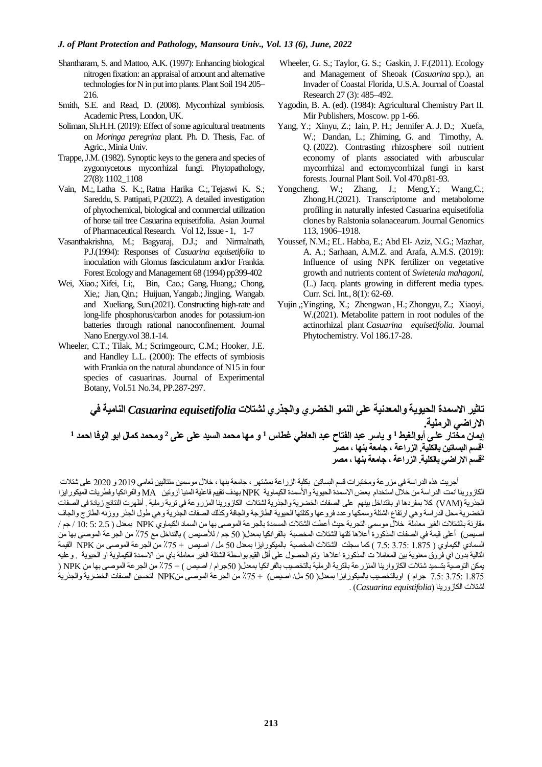Shantharam, S. and Mattoo, A.K. (1997): Enhancing biological nitrogen fixation: an appraisal of amount and alternative technologies for N in put into plants. Plant Soil 194 205–216.

Smith, S.E. and Read, D. (2008). Mycorrhizal symbiosis. Academic Press, London, UK.

Soliman, Sh.H.H. (2019): Effect of some agricultural treatments on *Moringa peregrina* plant. Ph. D. Thesis, Fac. of Agric., Minia Univ.

Trappe, J.M. (1982). Synoptic keys to the genera and species of zygomycetous mycorrhizal fungi. Phytopathology, 27(8): 1102_1108

Vain, M.;, Latha S. K.;, Ratna Harika C.;, Tejaswi K. S.; Sareddu, S. Pattipati, P.(2022). A detailed investigation of phytochemical, biological and commercial utilization of horse tail tree Casuarina equisetifolia. Asian Journal of Pharmaceutical Research. Vol 12, Issue - 1, 1-7

Vasanthakrishna, M.; Bagyaraj, D.J.; and Nirmalnath, P.J.(1994): Responses of *Casuarina equisetifolia* to inoculation with Glomus fasciculatum and/or Frankia. Forest Ecology and Management 68 (1994) pp399-402

Wei, Xiao.; Xifei, Li;, Bin, Cao.; Gang, Huang,; Chong, Xie,; Jian, Qin.; Huijuan, Yangab.; Jingjing, Wangab. and Xueliang, Sun.(2021). Constructing high-rate and long-life phosphorus/carbon anodes for potassium-ion batteries through rational nanoconfinement. Journal Nano Energy.vol 38.1-14.

Wheeler, C.T.; Tilak, M.; Scrimgeourc, C.M.; Hooker, J.E. and Handley L.L. (2000): The effects of symbiosis with Frankia on the natural abundance of N15 in four species of casuarinas. Journal of Experimental Botany, Vol.51 No.34, PP.287-297.

Wheeler, G. S.; Taylor, G. S.; Gaskin, J. F.(2011). Ecology and Management of Sheoak (*Casuarina* spp.), an Invader of Coastal Florida, U.S.A. Journal of Coastal Research 27 (3): 485–492.

Yagodin, B. A. (ed). (1984): Agricultural Chemistry Part II. Mir Publishers, Moscow. pp 1-66.

Yang, Y.; Xinyu, Z.; Iain, P. H.; Jennifer A. J. D.; Xuefa, W.; Dandan, L.; Zhiming, G. and Timothy, A. Q. (2022). Contrasting rhizosphere soil nutrient economy of plants associated with arbuscular mycorrhizal and ectomycorrhizal fungi in karst forests. Journal Plant Soil. Vol 470.p81-93.

Yongcheng, W.; Zhang, J.; Meng,Y.; Wang,C.; Zhong.H.(2021). Transcriptome and metabolome profiling in naturally infested Casuarina equisetifolia clones by Ralstonia solanacearum. Journal Genomics 113, 1906–1918.

Youssef, N.M.; EL. Habba, E.; Abd El- Aziz, N.G.; Mazhar, A. A.; Sarhaan, A.M.Z. and Arafa, A.M.S. (2019): Influence of using NPK fertilizer on vegetative growth and nutrients content of *Swietenia mahagoni*, (L.) Jacq. plants growing in different media types. Curr. Sci. Int., 8(1): 62-69.

Yujin ,;Yingting, X.; Zhengwan , H.; Zhongyu, Z.; Xiaoyi, W.(2021). Metabolite pattern in root nodules of the actinorhizal plant *Casuarina equisetifolia*. Journal Phytochemistry. Vol 186.17-28.

## تاثير الاسمدة الحيوية والمعدنية على النمو الخضري والجذري لشتلات *Casuarina equisetifolia* النامية في الاراضي الرملية.

**إيمان مختار على أبوالغيط [1] و ياسر عبد الفتاح عبد العاطي غطاس [1] و مها محمد السيد على على [2] ومحمد كمال ابو الوفا احمد [1]**

**[1]قسم البساتين بالكلية. الزراعة ، جامعة بنها ، مصر**

**[2]قسم الاراضي بالكلية. الزراعة ، جامعة بنها ، مصر**

أجريت هذه الدراسة في مزرعة ومختبرات قسم البساتين بكلية الزراعة بمشتهر ، جامعة بنها ، خلال موسمين متتاليين لعامي 2019 و 2020 على شتلات الكازوارينا تمت الدراسة من خلال استخدام بعض الاسمدة الحيوية والأسمدة الكيماوية NPK بهدف تقييم فاعلية المنيا أزوتين MA والفرانكيا وفطريات الميكورايزا الجذرية (VAM) كلا بمفردها او بالتداخل بينهم على الصفات الخضرية والجذرية لشتلات الكازوارينا المزروعة في تربة رملية . أظهرت النتائج زيادة في الصفات الخضرية محل الدراسة وهي ارتفاع الشتلة وسمكها وعدد فروعها وكتلتها الحيوية الطازجة والجافة وكذلك الصفات الجذرية وهي طول الجذر ووزنه الطازج والجاف مقارنة بالشتلات الغير معاملة خلال موسمي التجربة حيث أعطت الشتلات المسمدة بالجرعة الموصى بها من السماد الكيماوي NPK بمعدل ( 2.5 :5 :10 / جم / اصيص) أعلى قيمة في الصفات المذكورة أعلاها تلتها الشتلات المخصبة بالفرانكيا بمعدل( 50 جم / للأصيص ) بالتداخل مع 75٪ من الجرعة الموصى بها من السمادي الكيماوي ( 1.875 :3.75 :7.5 ) كما سجلت الشتلات المخصبة بالميكورايزا بمعدل 50 مل / اصيص + 75٪ من الجرعة الموصى من NPK القيمة التالية بدون اي فروق معنوية بين المعاملا ت المذكورة اعلاها وتم الحصول على أقل القيم بواسطة الشتلة الغير معاملة باي من الاسمدة الكيماوية او الحيوية . وعليه يمكن التوصية بتسميد شتلات الكازوارينا المنزرعة بالتربة الرملية بالتخصيب بالفرانكيا بمعدل( 50جرام / اصيص ) + 75٪ من الجرعة الموصى بها من NPK ( 1.875 :3.75 :7.5 جرام ) اوبالتخصيب بالميكورايزا بمعدل( 50 مل/ اصيص) + 75٪ من الجرعة الموصى منNPK لتحسين الصفات الخضرية والجذرية لشتلات الكازورينا (*Casuarina equistifolia*) .